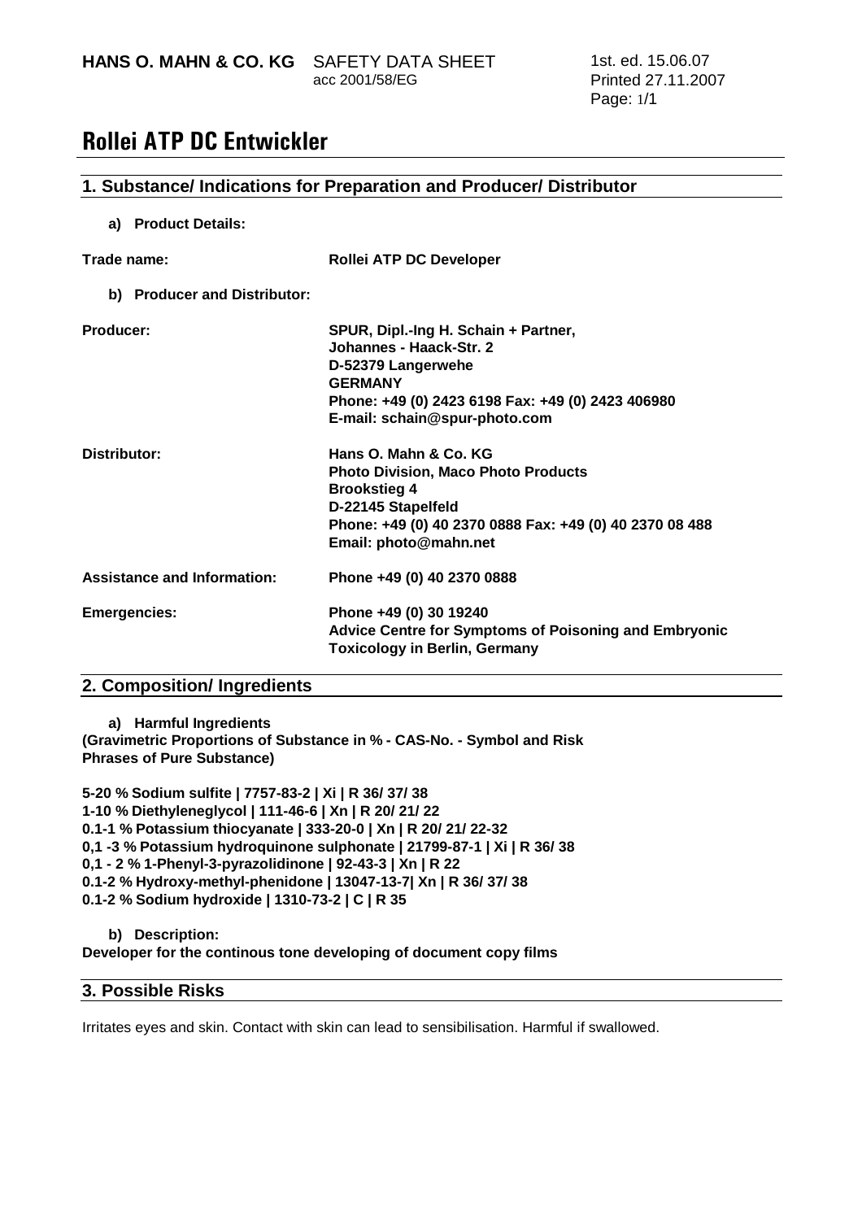HANS O. MAHN & CO. KG SAFETY DATA SHEET acc 2001/58/EG

1st. ed. 15.06.07
Printed 27.11.2007

# Rollei ATP DC Entwickler

## 1. Substance/ Indications for Preparation and Producer/ Distributor

**a) Product Details:**

| | |
|---|---|
| **Trade name:** | **Rollei ATP DC Developer** |

**b) Producer and Distributor:**

| | |
|---|---|
| **Producer:** | **SPUR, Dipl.-Ing H. Schain + Partner,**<br>**Johannes - Haack-Str. 2**<br>**D-52379 Langerwehe**<br>**GERMANY**<br>**Phone: +49 (0) 2423 6198 Fax: +49 (0) 2423 406980**<br>**E-mail: schain@spur-photo.com** |
| **Distributor:** | **Hans O. Mahn & Co. KG**<br>**Photo Division, Maco Photo Products**<br>**Brookstieg 4**<br>**D-22145 Stapelfeld**<br>**Phone: +49 (0) 40 2370 0888 Fax: +49 (0) 40 2370 08 488**<br>**Email: photo@mahn.net** |
| **Assistance and Information:** | **Phone +49 (0) 40 2370 0888** |
| **Emergencies:** | **Phone +49 (0) 30 19240**<br>**Advice Centre for Symptoms of Poisoning and Embryonic Toxicology in Berlin, Germany** |

## 2. Composition/ Ingredients

**a) Harmful Ingredients**
**(Gravimetric Proportions of Substance in % - CAS-No. - Symbol and Risk Phrases of Pure Substance)**

**5-20 % Sodium sulfite | 7757-83-2 | Xi | R 36/ 37/ 38**
**1-10 % Diethyleneglycol | 111-46-6 | Xn | R 20/ 21/ 22**
**0.1-1 % Potassium thiocyanate | 333-20-0 | Xn | R 20/ 21/ 22-32**
**0,1 -3 % Potassium hydroquinone sulphonate | 21799-87-1 | Xi | R 36/ 38**
**0,1 - 2 % 1-Phenyl-3-pyrazolidinone | 92-43-3 | Xn | R 22**
**0.1-2 % Hydroxy-methyl-phenidone | 13047-13-7| Xn | R 36/ 37/ 38**
**0.1-2 % Sodium hydroxide | 1310-73-2 | C | R 35**

**b) Description:**
**Developer for the continous tone developing of document copy films**

## 3. Possible Risks

Irritates eyes and skin. Contact with skin can lead to sensibilisation. Harmful if swallowed.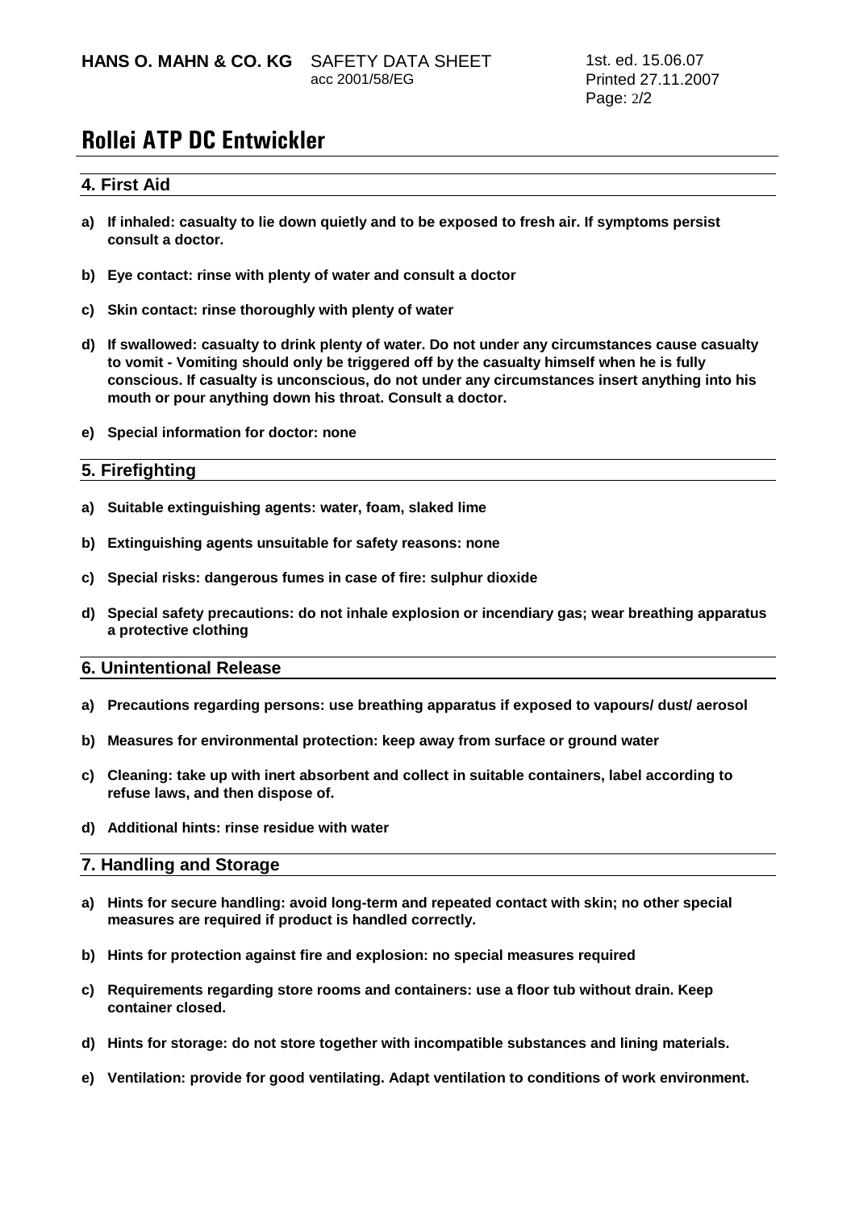# Rollei ATP DC Entwickler

## 4. First Aid

**a) If inhaled: casualty to lie down quietly and to be exposed to fresh air. If symptoms persist consult a doctor.**

**b) Eye contact: rinse with plenty of water and consult a doctor**

**c) Skin contact: rinse thoroughly with plenty of water**

**d) If swallowed: casualty to drink plenty of water. Do not under any circumstances cause casualty to vomit - Vomiting should only be triggered off by the casualty himself when he is fully conscious. If casualty is unconscious, do not under any circumstances insert anything into his mouth or pour anything down his throat. Consult a doctor.**

**e) Special information for doctor: none**

## 5. Firefighting

**a) Suitable extinguishing agents: water, foam, slaked lime**

**b) Extinguishing agents unsuitable for safety reasons: none**

**c) Special risks: dangerous fumes in case of fire: sulphur dioxide**

**d) Special safety precautions: do not inhale explosion or incendiary gas; wear breathing apparatus a protective clothing**

## 6. Unintentional Release

**a) Precautions regarding persons: use breathing apparatus if exposed to vapours/ dust/ aerosol**

**b) Measures for environmental protection: keep away from surface or ground water**

**c) Cleaning: take up with inert absorbent and collect in suitable containers, label according to refuse laws, and then dispose of.**

**d) Additional hints: rinse residue with water**

## 7. Handling and Storage

**a) Hints for secure handling: avoid long-term and repeated contact with skin; no other special measures are required if product is handled correctly.**

**b) Hints for protection against fire and explosion: no special measures required**

**c) Requirements regarding store rooms and containers: use a floor tub without drain. Keep container closed.**

**d) Hints for storage: do not store together with incompatible substances and lining materials.**

**e) Ventilation: provide for good ventilating. Adapt ventilation to conditions of work environment.**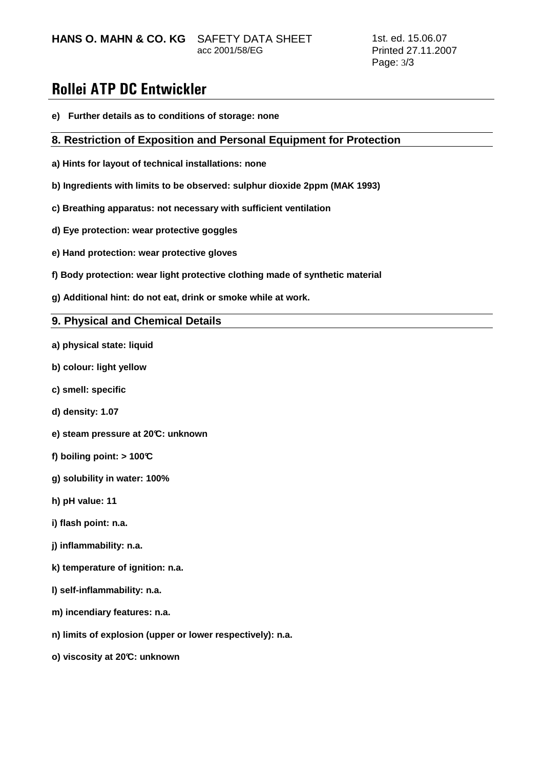# Rollei ATP DC Entwickler

**e) Further details as to conditions of storage: none**

## 8. Restriction of Exposition and Personal Equipment for Protection

**a) Hints for layout of technical installations: none**

**b) Ingredients with limits to be observed: sulphur dioxide 2ppm (MAK 1993)**

**c) Breathing apparatus: not necessary with sufficient ventilation**

**d) Eye protection: wear protective goggles**

**e) Hand protection: wear protective gloves**

**f) Body protection: wear light protective clothing made of synthetic material**

**g) Additional hint: do not eat, drink or smoke while at work.**

## 9. Physical and Chemical Details

**a) physical state: liquid**

**b) colour: light yellow**

**c) smell: specific**

**d) density: 1.07**

**e) steam pressure at 20°C: unknown**

**f) boiling point: > 100°C**

**g) solubility in water: 100%**

**h) pH value: 11**

**i) flash point: n.a.**

**j) inflammability: n.a.**

**k) temperature of ignition: n.a.**

**l) self-inflammability: n.a.**

**m) incendiary features: n.a.**

**n) limits of explosion (upper or lower respectively): n.a.**

**o) viscosity at 20°C: unknown**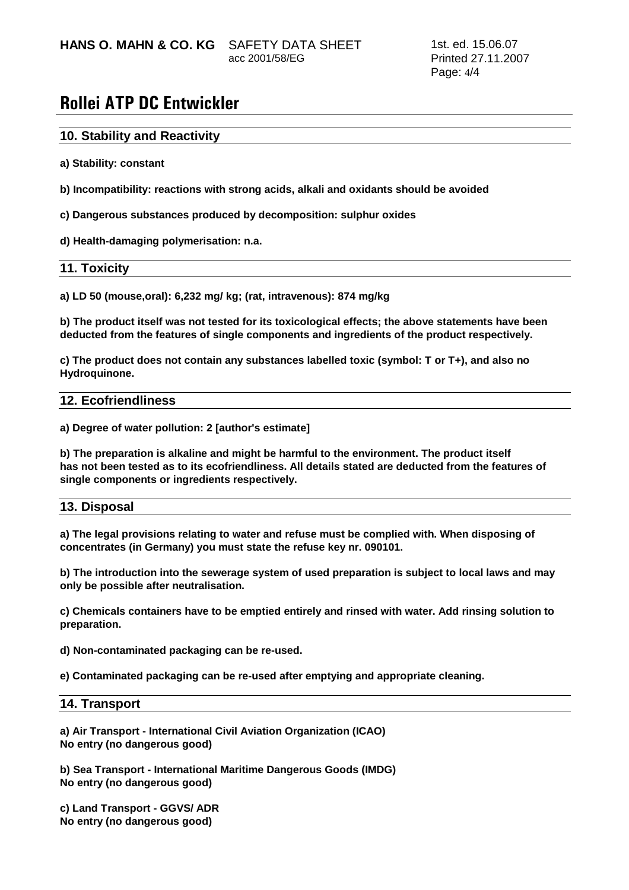# Rollei ATP DC Entwickler

## 10. Stability and Reactivity

**a) Stability: constant**

**b) Incompatibility: reactions with strong acids, alkali and oxidants should be avoided**

**c) Dangerous substances produced by decomposition: sulphur oxides**

**d) Health-damaging polymerisation: n.a.**

## 11. Toxicity

**a) LD 50 (mouse,oral): 6,232 mg/ kg; (rat, intravenous): 874 mg/kg**

**b) The product itself was not tested for its toxicological effects; the above statements have been deducted from the features of single components and ingredients of the product respectively.**

**c) The product does not contain any substances labelled toxic (symbol: T or T+), and also no Hydroquinone.**

## 12. Ecofriendliness

**a) Degree of water pollution: 2 [author's estimate]**

**b) The preparation is alkaline and might be harmful to the environment. The product itself has not been tested as to its ecofriendliness. All details stated are deducted from the features of single components or ingredients respectively.**

## 13. Disposal

**a) The legal provisions relating to water and refuse must be complied with. When disposing of concentrates (in Germany) you must state the refuse key nr. 090101.**

**b) The introduction into the sewerage system of used preparation is subject to local laws and may only be possible after neutralisation.**

**c) Chemicals containers have to be emptied entirely and rinsed with water. Add rinsing solution to preparation.**

**d) Non-contaminated packaging can be re-used.**

**e) Contaminated packaging can be re-used after emptying and appropriate cleaning.**

## 14. Transport

**a) Air Transport - International Civil Aviation Organization (ICAO)**
**No entry (no dangerous good)**

**b) Sea Transport - International Maritime Dangerous Goods (IMDG)**
**No entry (no dangerous good)**

**c) Land Transport - GGVS/ ADR**
**No entry (no dangerous good)**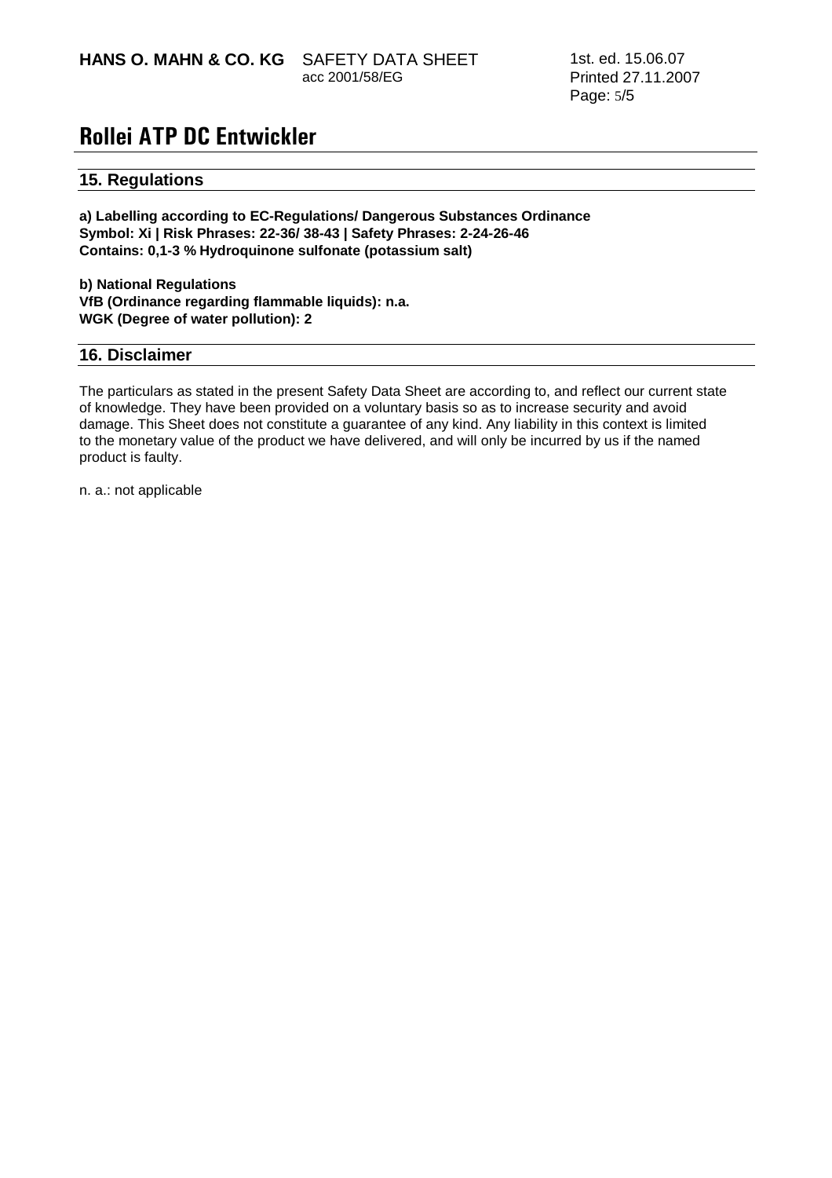# Rollei ATP DC Entwickler

## 15. Regulations

**a) Labelling according to EC-Regulations/ Dangerous Substances Ordinance**
**Symbol: Xi | Risk Phrases: 22-36/ 38-43 | Safety Phrases: 2-24-26-46**
**Contains: 0,1-3 % Hydroquinone sulfonate (potassium salt)**

**b) National Regulations**
**VfB (Ordinance regarding flammable liquids): n.a.**
**WGK (Degree of water pollution): 2**

## 16. Disclaimer

The particulars as stated in the present Safety Data Sheet are according to, and reflect our current state of knowledge. They have been provided on a voluntary basis so as to increase security and avoid damage. This Sheet does not constitute a guarantee of any kind. Any liability in this context is limited to the monetary value of the product we have delivered, and will only be incurred by us if the named product is faulty.

n. a.: not applicable